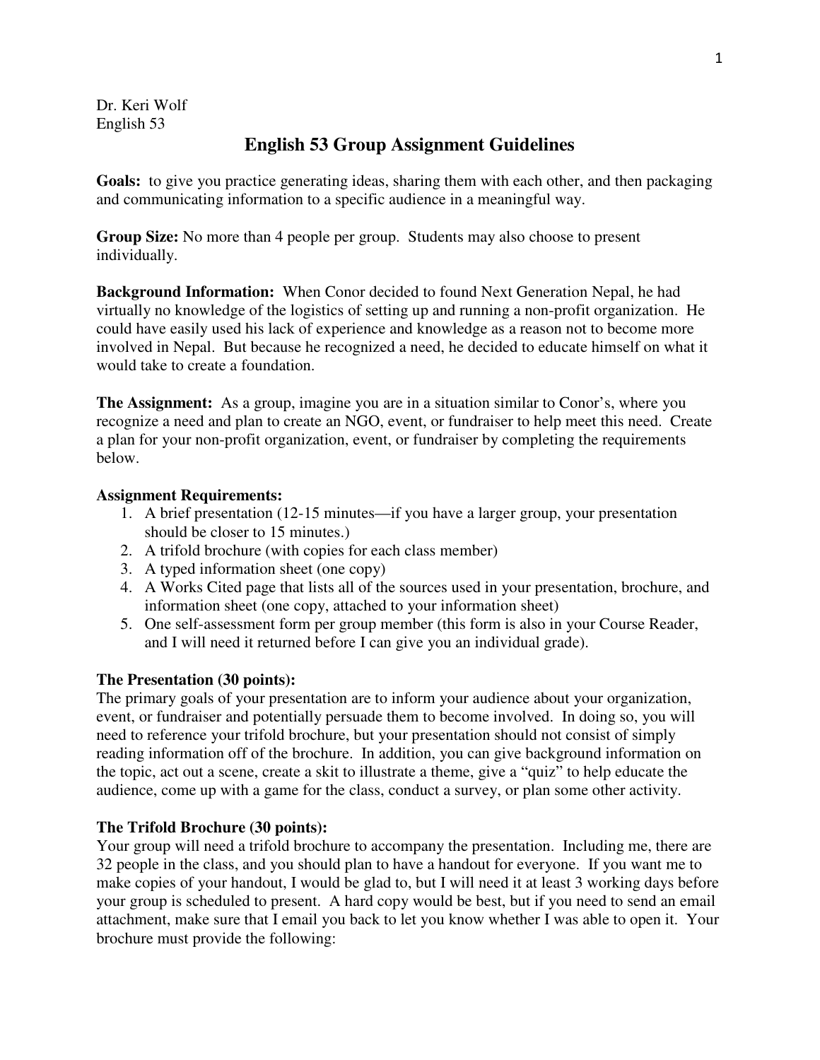Dr. Keri Wolf
English 53

# English 53 Group Assignment Guidelines

**Goals:** to give you practice generating ideas, sharing them with each other, and then packaging and communicating information to a specific audience in a meaningful way.

**Group Size:** No more than 4 people per group. Students may also choose to present individually.

**Background Information:** When Conor decided to found Next Generation Nepal, he had virtually no knowledge of the logistics of setting up and running a non-profit organization. He could have easily used his lack of experience and knowledge as a reason not to become more involved in Nepal. But because he recognized a need, he decided to educate himself on what it would take to create a foundation.

**The Assignment:** As a group, imagine you are in a situation similar to Conor's, where you recognize a need and plan to create an NGO, event, or fundraiser to help meet this need. Create a plan for your non-profit organization, event, or fundraiser by completing the requirements below.

**Assignment Requirements:**

1. A brief presentation (12-15 minutes—if you have a larger group, your presentation should be closer to 15 minutes.)
2. A trifold brochure (with copies for each class member)
3. A typed information sheet (one copy)
4. A Works Cited page that lists all of the sources used in your presentation, brochure, and information sheet (one copy, attached to your information sheet)
5. One self-assessment form per group member (this form is also in your Course Reader, and I will need it returned before I can give you an individual grade).

**The Presentation (30 points):**

The primary goals of your presentation are to inform your audience about your organization, event, or fundraiser and potentially persuade them to become involved. In doing so, you will need to reference your trifold brochure, but your presentation should not consist of simply reading information off of the brochure. In addition, you can give background information on the topic, act out a scene, create a skit to illustrate a theme, give a "quiz" to help educate the audience, come up with a game for the class, conduct a survey, or plan some other activity.

**The Trifold Brochure (30 points):**

Your group will need a trifold brochure to accompany the presentation. Including me, there are 32 people in the class, and you should plan to have a handout for everyone. If you want me to make copies of your handout, I would be glad to, but I will need it at least 3 working days before your group is scheduled to present. A hard copy would be best, but if you need to send an email attachment, make sure that I email you back to let you know whether I was able to open it. Your brochure must provide the following: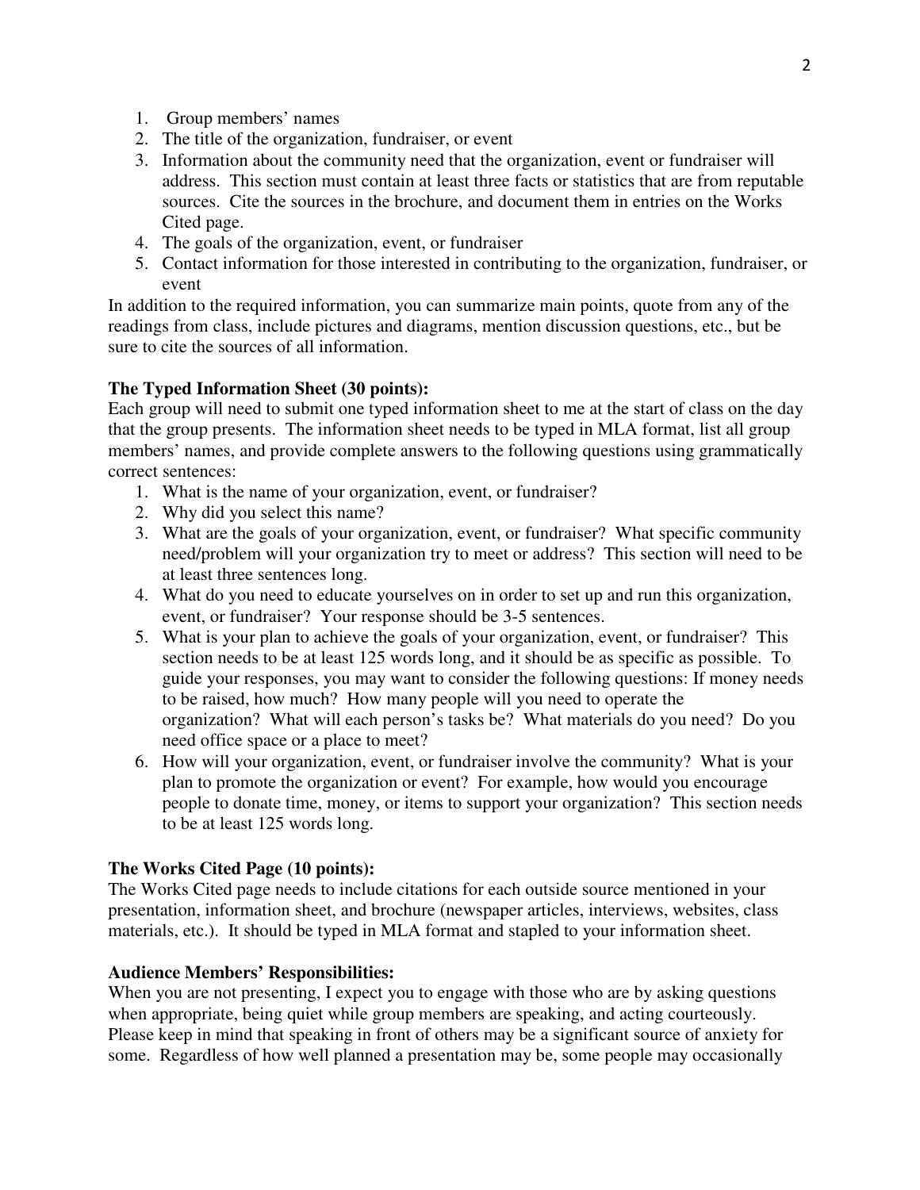1. Group members' names
2. The title of the organization, fundraiser, or event
3. Information about the community need that the organization, event or fundraiser will address. This section must contain at least three facts or statistics that are from reputable sources. Cite the sources in the brochure, and document them in entries on the Works Cited page.
4. The goals of the organization, event, or fundraiser
5. Contact information for those interested in contributing to the organization, fundraiser, or event

In addition to the required information, you can summarize main points, quote from any of the readings from class, include pictures and diagrams, mention discussion questions, etc., but be sure to cite the sources of all information.

**The Typed Information Sheet (30 points):**
Each group will need to submit one typed information sheet to me at the start of class on the day that the group presents. The information sheet needs to be typed in MLA format, list all group members' names, and provide complete answers to the following questions using grammatically correct sentences:

1. What is the name of your organization, event, or fundraiser?
2. Why did you select this name?
3. What are the goals of your organization, event, or fundraiser? What specific community need/problem will your organization try to meet or address? This section will need to be at least three sentences long.
4. What do you need to educate yourselves on in order to set up and run this organization, event, or fundraiser? Your response should be 3-5 sentences.
5. What is your plan to achieve the goals of your organization, event, or fundraiser? This section needs to be at least 125 words long, and it should be as specific as possible. To guide your responses, you may want to consider the following questions: If money needs to be raised, how much? How many people will you need to operate the organization? What will each person's tasks be? What materials do you need? Do you need office space or a place to meet?
6. How will your organization, event, or fundraiser involve the community? What is your plan to promote the organization or event? For example, how would you encourage people to donate time, money, or items to support your organization? This section needs to be at least 125 words long.

**The Works Cited Page (10 points):**
The Works Cited page needs to include citations for each outside source mentioned in your presentation, information sheet, and brochure (newspaper articles, interviews, websites, class materials, etc.). It should be typed in MLA format and stapled to your information sheet.

**Audience Members' Responsibilities:**
When you are not presenting, I expect you to engage with those who are by asking questions when appropriate, being quiet while group members are speaking, and acting courteously. Please keep in mind that speaking in front of others may be a significant source of anxiety for some. Regardless of how well planned a presentation may be, some people may occasionally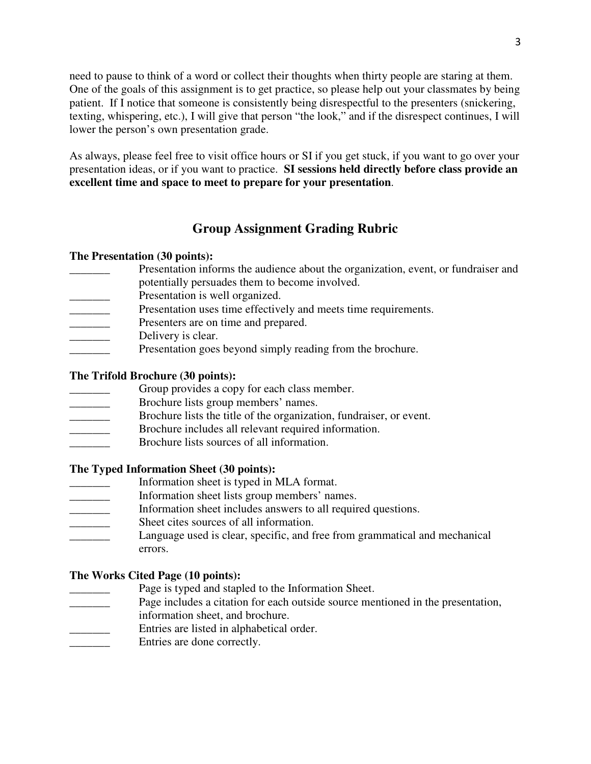need to pause to think of a word or collect their thoughts when thirty people are staring at them. One of the goals of this assignment is to get practice, so please help out your classmates by being patient. If I notice that someone is consistently being disrespectful to the presenters (snickering, texting, whispering, etc.), I will give that person "the look," and if the disrespect continues, I will lower the person's own presentation grade.

As always, please feel free to visit office hours or SI if you get stuck, if you want to go over your presentation ideas, or if you want to practice. **SI sessions held directly before class provide an excellent time and space to meet to prepare for your presentation**.

## Group Assignment Grading Rubric

**The Presentation (30 points):**

_______ Presentation informs the audience about the organization, event, or fundraiser and potentially persuades them to become involved.
_______ Presentation is well organized.
_______ Presentation uses time effectively and meets time requirements.
_______ Presenters are on time and prepared.
_______ Delivery is clear.
_______ Presentation goes beyond simply reading from the brochure.

**The Trifold Brochure (30 points):**

_______ Group provides a copy for each class member.
_______ Brochure lists group members' names.
_______ Brochure lists the title of the organization, fundraiser, or event.
_______ Brochure includes all relevant required information.
_______ Brochure lists sources of all information.

**The Typed Information Sheet (30 points):**

_______ Information sheet is typed in MLA format.
_______ Information sheet lists group members' names.
_______ Information sheet includes answers to all required questions.
_______ Sheet cites sources of all information.
_______ Language used is clear, specific, and free from grammatical and mechanical errors.

**The Works Cited Page (10 points):**

_______ Page is typed and stapled to the Information Sheet.
_______ Page includes a citation for each outside source mentioned in the presentation, information sheet, and brochure.
_______ Entries are listed in alphabetical order.
_______ Entries are done correctly.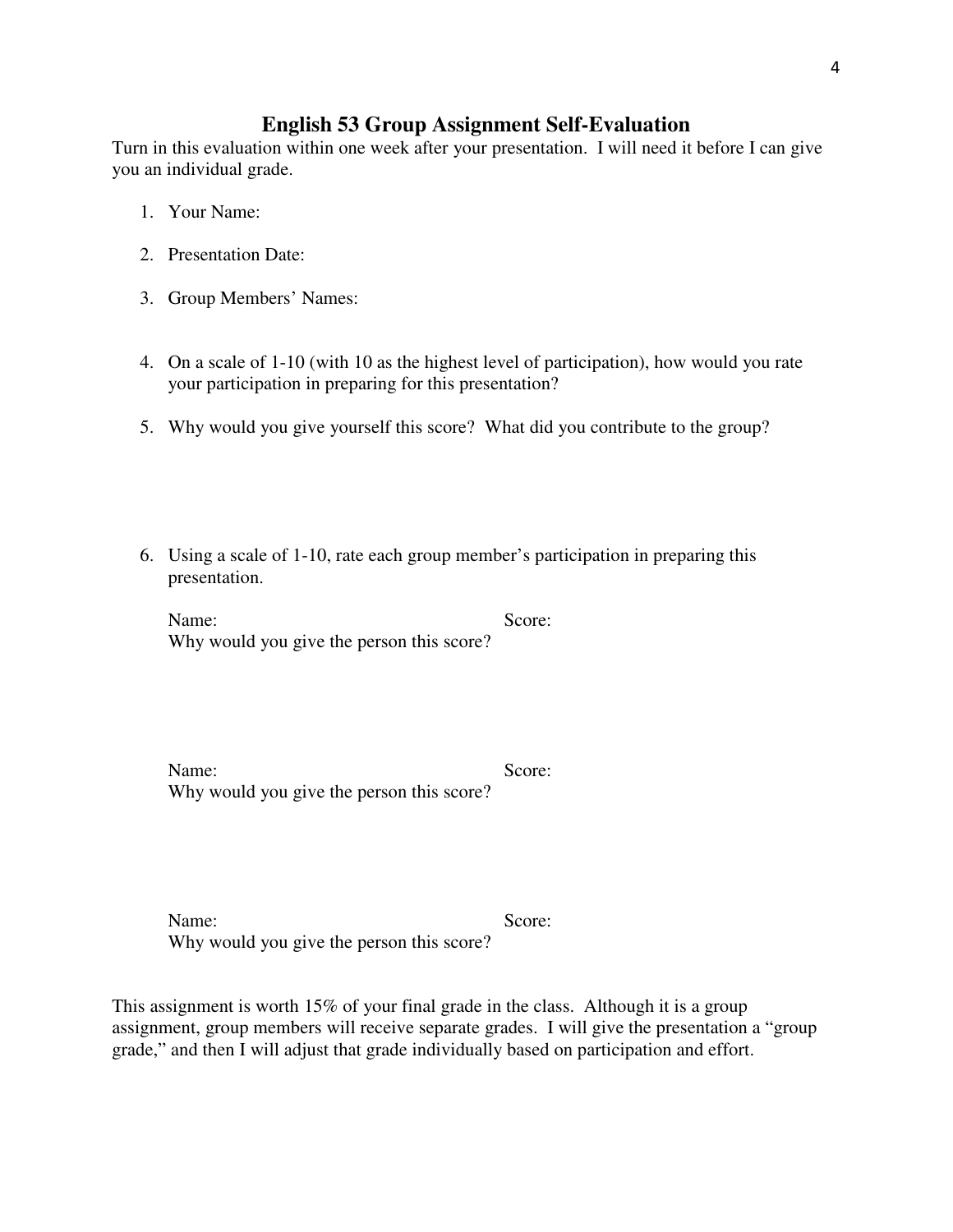## English 53 Group Assignment Self-Evaluation

Turn in this evaluation within one week after your presentation. I will need it before I can give you an individual grade.

1. Your Name:

2. Presentation Date:

3. Group Members' Names:

4. On a scale of 1-10 (with 10 as the highest level of participation), how would you rate your participation in preparing for this presentation?

5. Why would you give yourself this score? What did you contribute to the group?

6. Using a scale of 1-10, rate each group member's participation in preparing this presentation.

   Name: Score:
   Why would you give the person this score?

   Name: Score:
   Why would you give the person this score?

   Name: Score:
   Why would you give the person this score?

This assignment is worth 15% of your final grade in the class. Although it is a group assignment, group members will receive separate grades. I will give the presentation a "group grade," and then I will adjust that grade individually based on participation and effort.